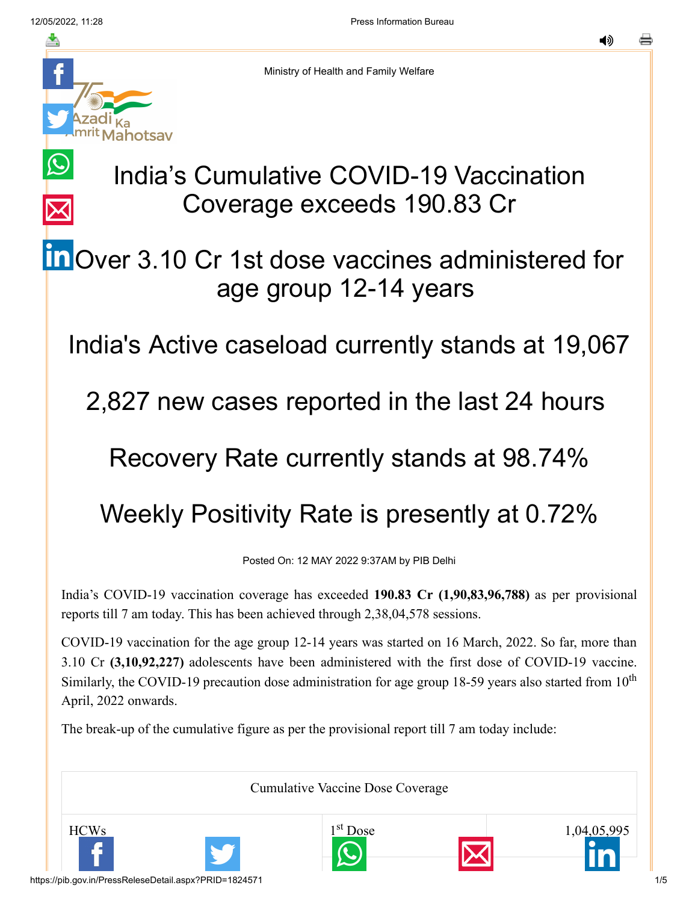Ministry of Health and Family Welfare

# India's Cumulative COVID-19 Vaccination Coverage exceeds 190.83 Cr

## Over 3.10 Cr 1st dose vaccines administered for age group 12-14 years

## India's Active caseload currently stands at 19,067

## 2,827 new cases reported in the last 24 hours

## Recovery Rate currently stands at 98.74%

## Weekly Positivity Rate is presently at 0.72%

Posted On: 12 MAY 2022 9:37AM by PIB Delhi

India's COVID-19 vaccination coverage has exceeded **190.83 Cr (1,90,83,96,788)** as per provisional reports till 7 am today. This has been achieved through 2,38,04,578 sessions.

COVID-19 vaccination for the age group 12-14 years was started on 16 March, 2022. So far, more than 3.10 Cr **(3,10,92,227)** adolescents have been administered with the first dose of COVID-19 vaccine. Similarly, the COVID-19 precaution dose administration for age group 18-59 years also started from 10th April, 2022 onwards.

The break-up of the cumulative figure as per the provisional report till 7 am today include:

| Cumulative Vaccine Dose Coverage | | |
|---|---|---|
| HCWs | 1st Dose | 1,04,05,995 |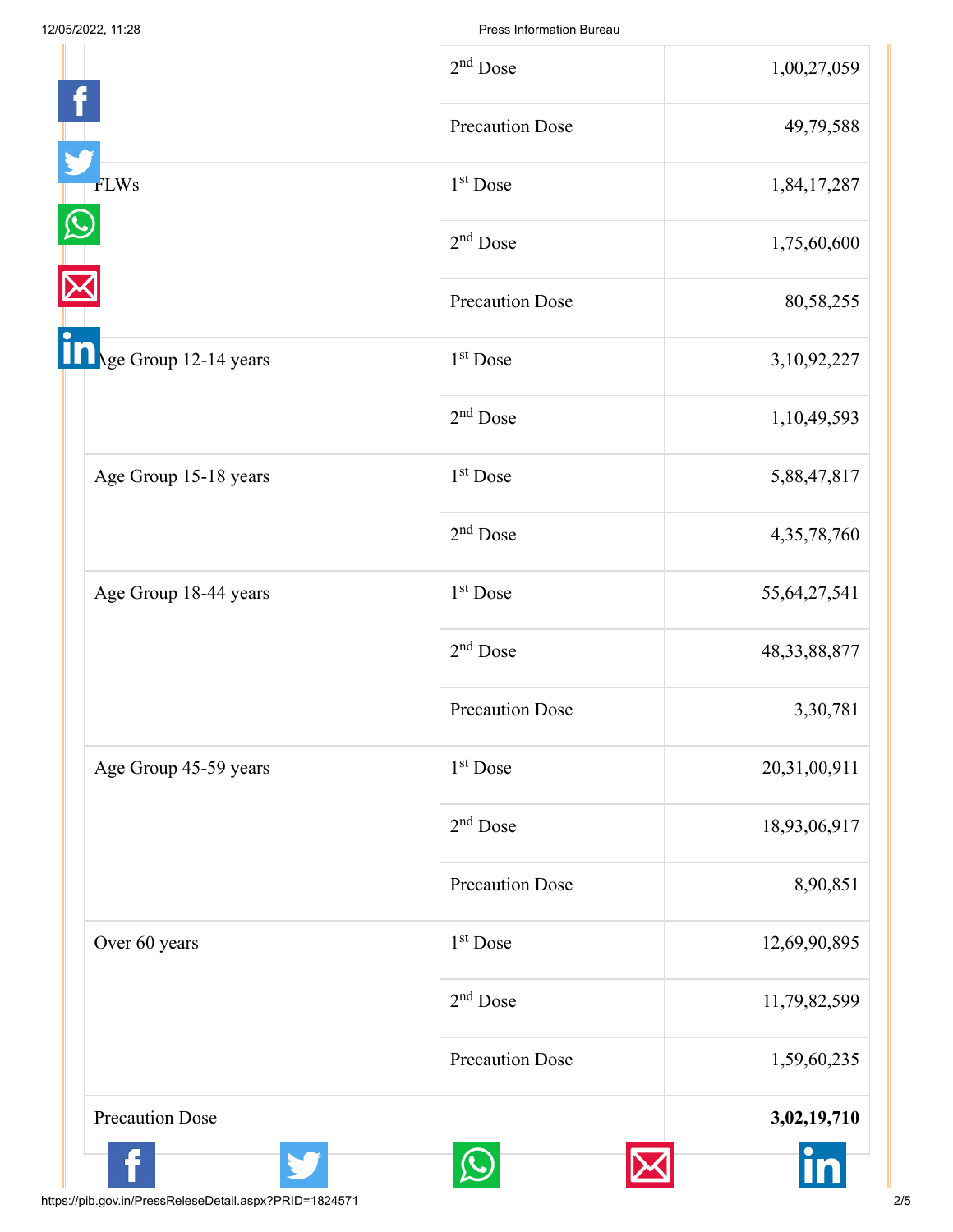| | | |
|---|---|---|
| | 2nd Dose | 1,00,27,059 |
| | Precaution Dose | 49,79,588 |
| FLWs | 1st Dose | 1,84,17,287 |
| | 2nd Dose | 1,75,60,600 |
| | Precaution Dose | 80,58,255 |
| Age Group 12-14 years | 1st Dose | 3,10,92,227 |
| | 2nd Dose | 1,10,49,593 |
| Age Group 15-18 years | 1st Dose | 5,88,47,817 |
| | 2nd Dose | 4,35,78,760 |
| Age Group 18-44 years | 1st Dose | 55,64,27,541 |
| | 2nd Dose | 48,33,88,877 |
| | Precaution Dose | 3,30,781 |
| Age Group 45-59 years | 1st Dose | 20,31,00,911 |
| | 2nd Dose | 18,93,06,917 |
| | Precaution Dose | 8,90,851 |
| Over 60 years | 1st Dose | 12,69,90,895 |
| | 2nd Dose | 11,79,82,599 |
| | Precaution Dose | 1,59,60,235 |
| Precaution Dose | | **3,02,19,710** |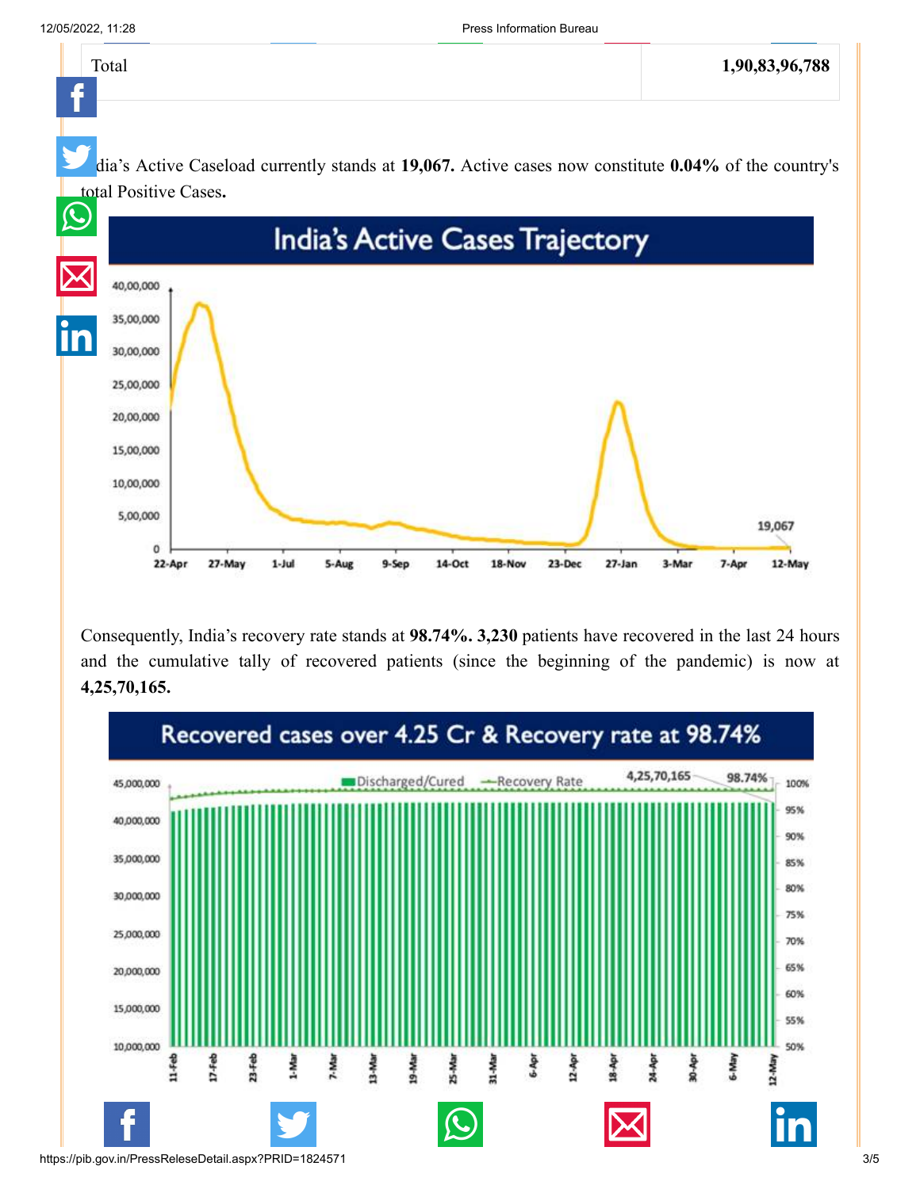| Total | 1,90,83,96,788 |
|---|---|

India's Active Caseload currently stands at **19,067.** Active cases now constitute **0.04%** of the country's total Positive Cases**.**

Consequently, India's recovery rate stands at **98.74%. 3,230** patients have recovered in the last 24 hours and the cumulative tally of recovered patients (since the beginning of the pandemic) is now at **4,25,70,165.**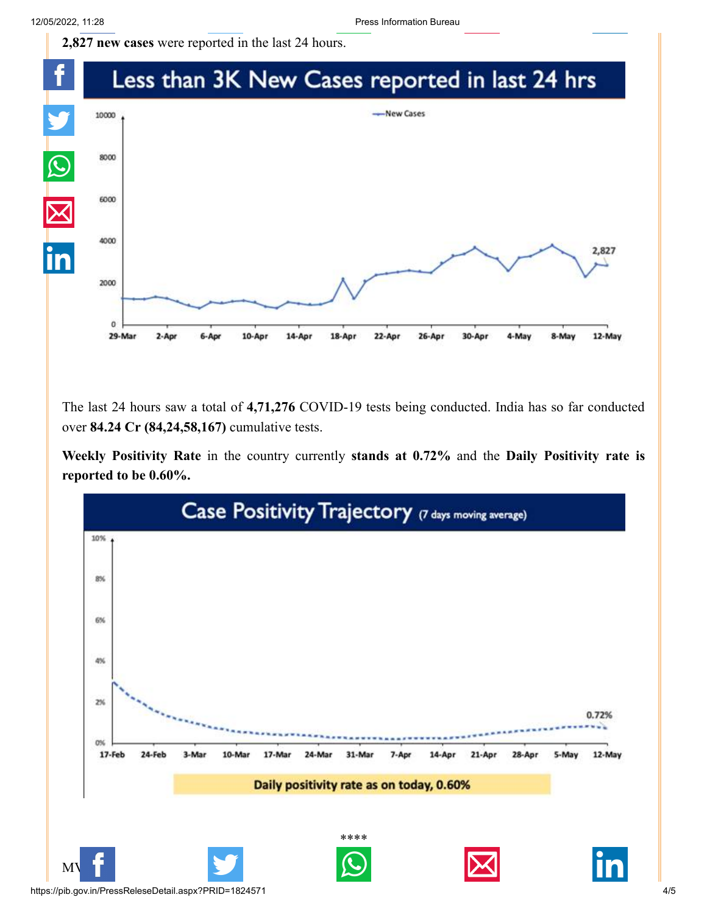**2,827 new cases** were reported in the last 24 hours.

The last 24 hours saw a total of **4,71,276** COVID-19 tests being conducted. India has so far conducted over **84.24 Cr (84,24,58,167)** cumulative tests.

**Weekly Positivity Rate** in the country currently **stands at 0.72%** and the **Daily Positivity rate is reported to be 0.60%.**

****

MV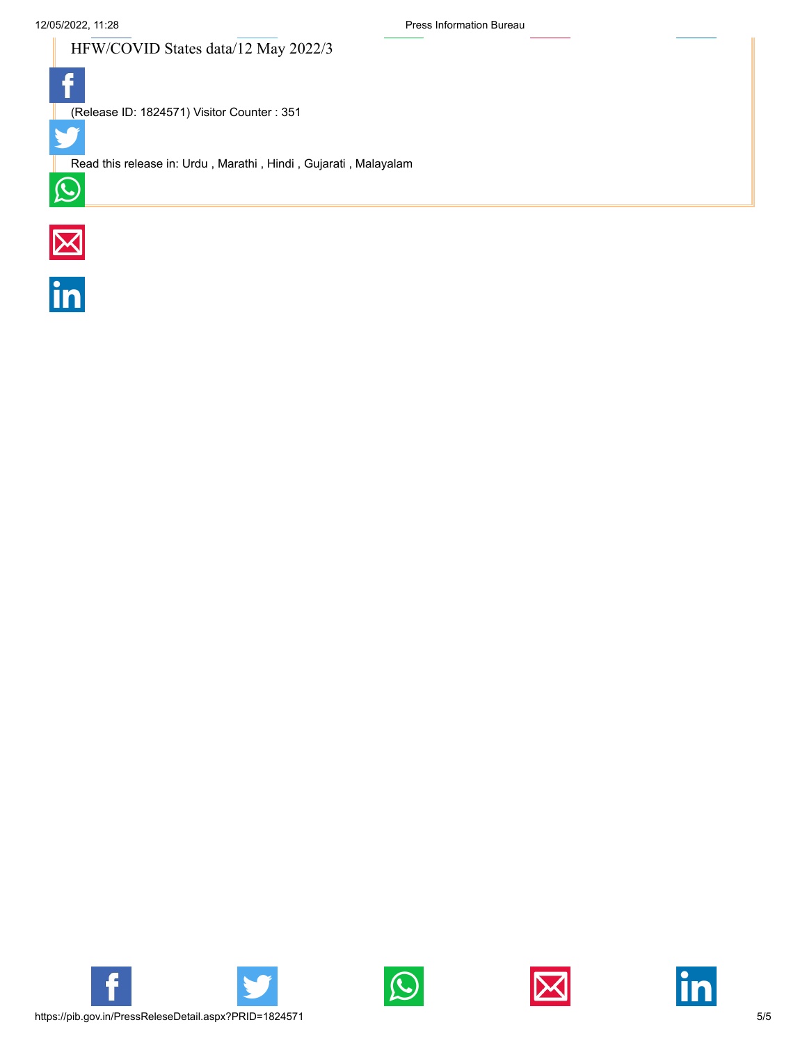HFW/COVID States data/12 May 2022/3

(Release ID: 1824571) Visitor Counter : 351

Read this release in: Urdu , Marathi , Hindi , Gujarati , Malayalam